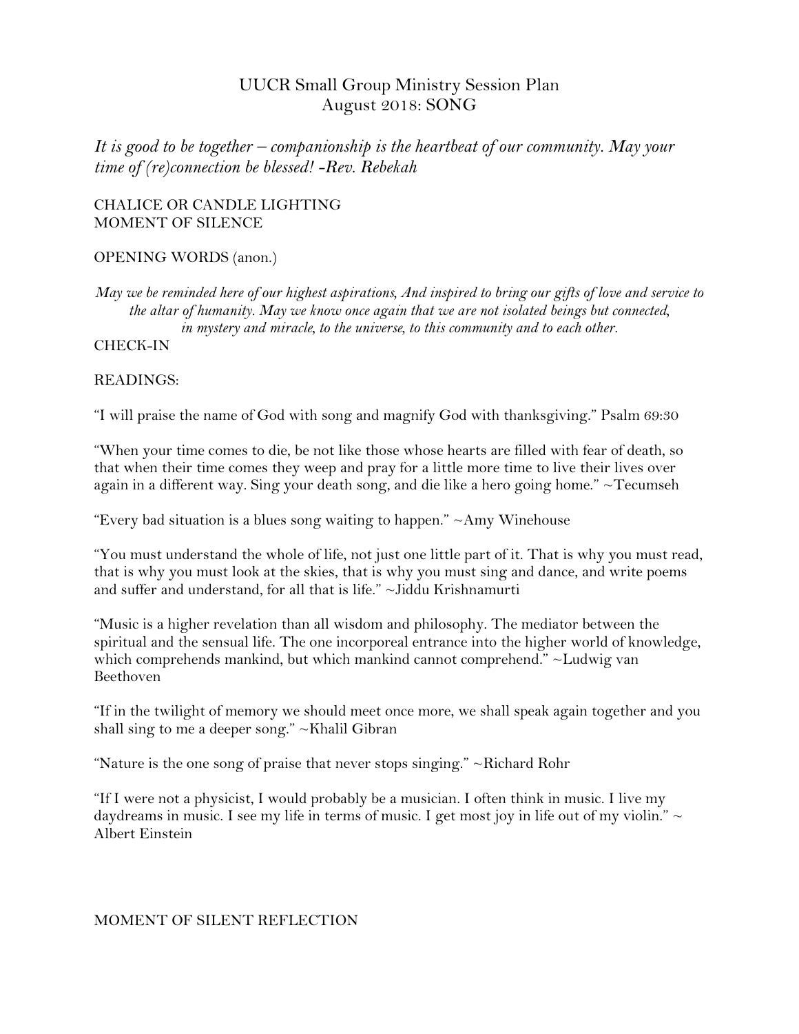# UUCR Small Group Ministry Session Plan
## August 2018: SONG

*It is good to be together – companionship is the heartbeat of our community. May your time of (re)connection be blessed! -Rev. Rebekah*

CHALICE OR CANDLE LIGHTING
MOMENT OF SILENCE

OPENING WORDS (anon.)

*May we be reminded here of our highest aspirations, And inspired to bring our gifts of love and service to the altar of humanity. May we know once again that we are not isolated beings but connected, in mystery and miracle, to the universe, to this community and to each other.*

CHECK-IN

READINGS:

"I will praise the name of God with song and magnify God with thanksgiving." Psalm 69:30

"When your time comes to die, be not like those whose hearts are filled with fear of death, so that when their time comes they weep and pray for a little more time to live their lives over again in a different way. Sing your death song, and die like a hero going home." ~Tecumseh

"Every bad situation is a blues song waiting to happen." ~Amy Winehouse

"You must understand the whole of life, not just one little part of it. That is why you must read, that is why you must look at the skies, that is why you must sing and dance, and write poems and suffer and understand, for all that is life." ~Jiddu Krishnamurti

"Music is a higher revelation than all wisdom and philosophy. The mediator between the spiritual and the sensual life. The one incorporeal entrance into the higher world of knowledge, which comprehends mankind, but which mankind cannot comprehend." ~Ludwig van Beethoven

"If in the twilight of memory we should meet once more, we shall speak again together and you shall sing to me a deeper song." ~Khalil Gibran

"Nature is the one song of praise that never stops singing." ~Richard Rohr

"If I were not a physicist, I would probably be a musician. I often think in music. I live my daydreams in music. I see my life in terms of music. I get most joy in life out of my violin." ~ Albert Einstein

MOMENT OF SILENT REFLECTION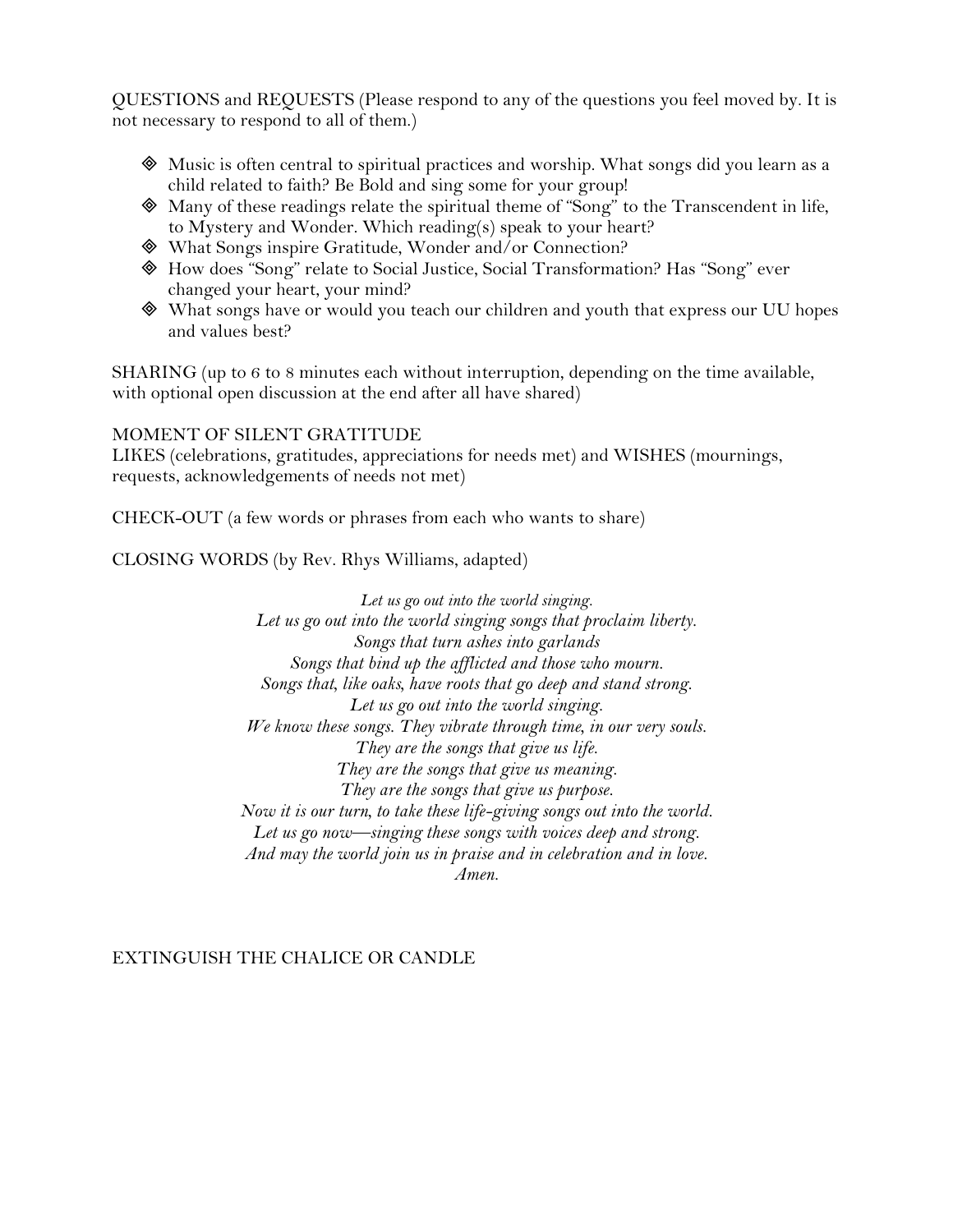QUESTIONS and REQUESTS (Please respond to any of the questions you feel moved by. It is not necessary to respond to all of them.)

- Music is often central to spiritual practices and worship. What songs did you learn as a child related to faith? Be Bold and sing some for your group!
- Many of these readings relate the spiritual theme of "Song" to the Transcendent in life, to Mystery and Wonder. Which reading(s) speak to your heart?
- What Songs inspire Gratitude, Wonder and/or Connection?
- How does "Song" relate to Social Justice, Social Transformation? Has "Song" ever changed your heart, your mind?
- What songs have or would you teach our children and youth that express our UU hopes and values best?

SHARING (up to 6 to 8 minutes each without interruption, depending on the time available, with optional open discussion at the end after all have shared)

MOMENT OF SILENT GRATITUDE

LIKES (celebrations, gratitudes, appreciations for needs met) and WISHES (mournings, requests, acknowledgements of needs not met)

CHECK-OUT (a few words or phrases from each who wants to share)

CLOSING WORDS (by Rev. Rhys Williams, adapted)

*Let us go out into the world singing.*  
*Let us go out into the world singing songs that proclaim liberty.*  
*Songs that turn ashes into garlands*  
*Songs that bind up the afflicted and those who mourn.*  
*Songs that, like oaks, have roots that go deep and stand strong.*  
*Let us go out into the world singing.*  
*We know these songs. They vibrate through time, in our very souls.*  
*They are the songs that give us life.*  
*They are the songs that give us meaning.*  
*They are the songs that give us purpose.*  
*Now it is our turn, to take these life-giving songs out into the world.*  
*Let us go now—singing these songs with voices deep and strong.*  
*And may the world join us in praise and in celebration and in love.*  
*Amen.*

EXTINGUISH THE CHALICE OR CANDLE